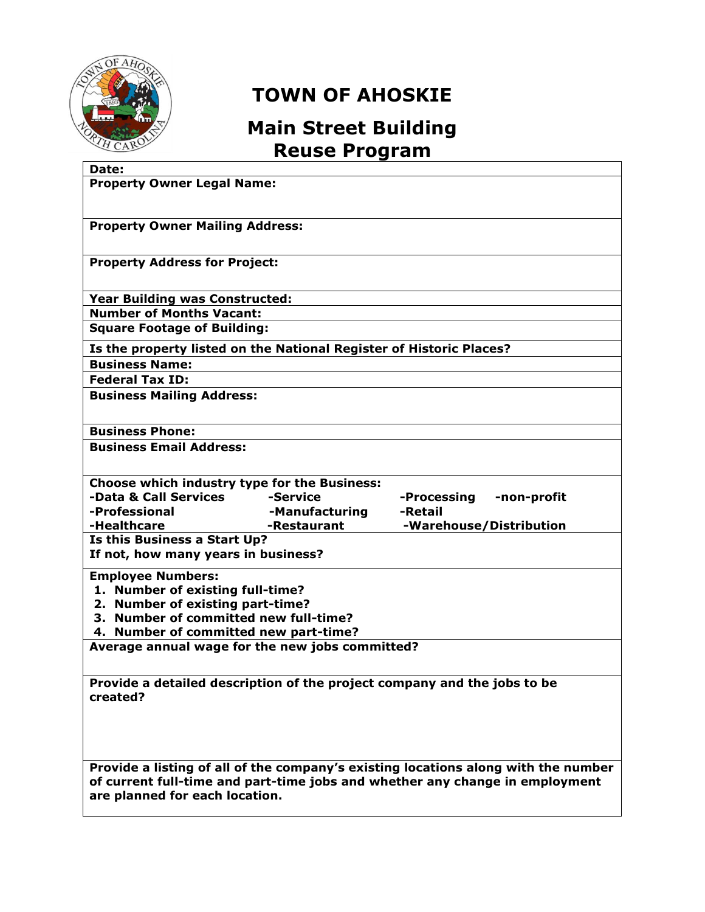# TOWN OF AHOSKIE

## Main Street Building Reuse Program

**Date:**

**Property Owner Legal Name:**

**Property Owner Mailing Address:**

**Property Address for Project:**

**Year Building was Constructed:**

**Number of Months Vacant:**

**Square Footage of Building:**

**Is the property listed on the National Register of Historic Places?**

**Business Name:**

**Federal Tax ID:**

**Business Mailing Address:**

**Business Phone:**

**Business Email Address:**

**Choose which industry type for the Business:**

| | | | |
|---|---|---|---|
| **-Data & Call Services** | **-Service** | **-Processing** | **-non-profit** |
| **-Professional** | **-Manufacturing** | **-Retail** | |
| **-Healthcare** | **-Restaurant** | **-Warehouse/Distribution** | |

**Is this Business a Start Up?**
**If not, how many years in business?**

**Employee Numbers:**

1. **Number of existing full-time?**
2. **Number of existing part-time?**
3. **Number of committed new full-time?**
4. **Number of committed new part-time?**

**Average annual wage for the new jobs committed?**

**Provide a detailed description of the project company and the jobs to be created?**

**Provide a listing of all of the company's existing locations along with the number of current full-time and part-time jobs and whether any change in employment are planned for each location.**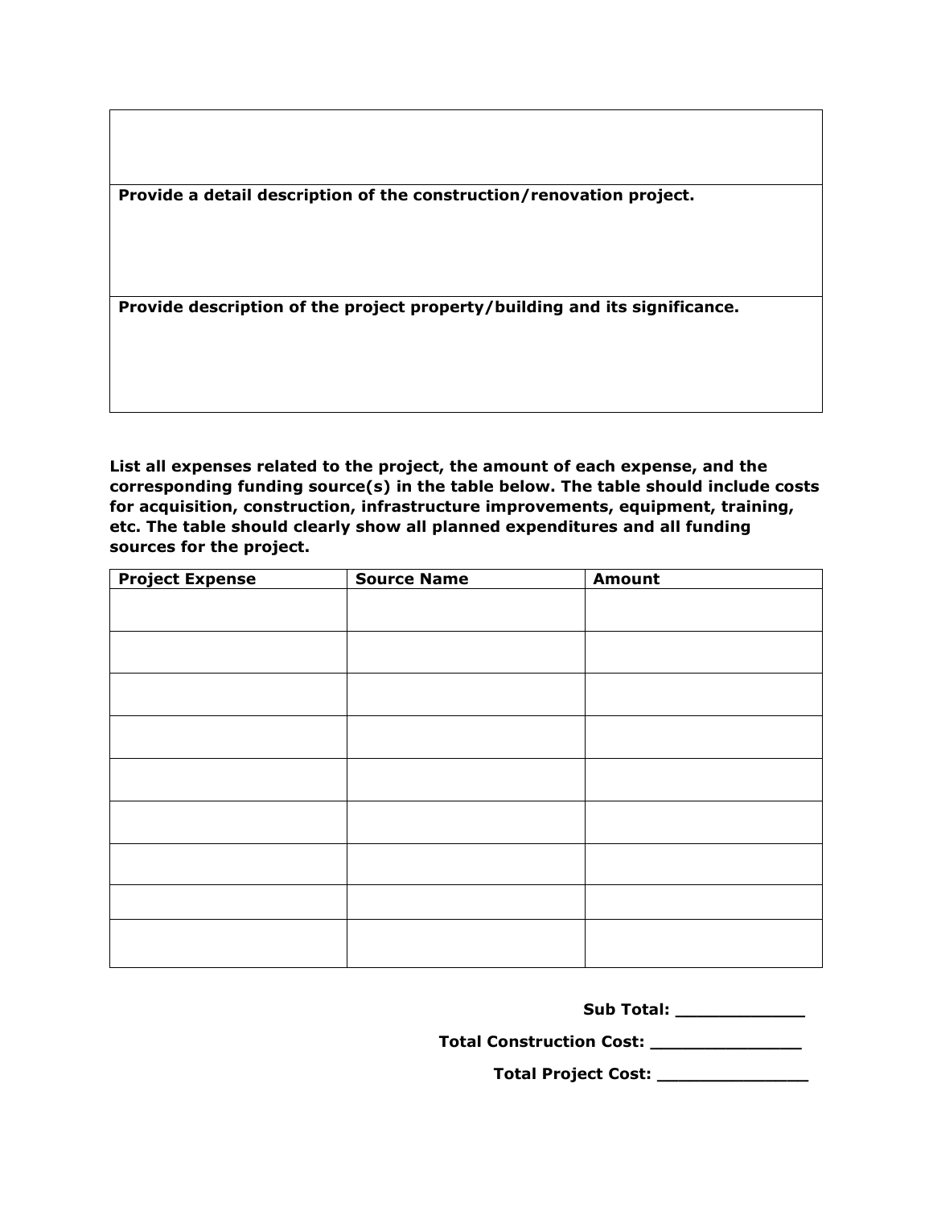**Provide a detail description of the construction/renovation project.**

**Provide description of the project property/building and its significance.**

**List all expenses related to the project, the amount of each expense, and the corresponding funding source(s) in the table below. The table should include costs for acquisition, construction, infrastructure improvements, equipment, training, etc. The table should clearly show all planned expenditures and all funding sources for the project.**

| Project Expense | Source Name | Amount |
|---|---|---|
| | | |
| | | |
| | | |
| | | |
| | | |
| | | |
| | | |
| | | |
| | | |

**Sub Total: _____________**

**Total Construction Cost: _______________**

**Total Project Cost: _______________**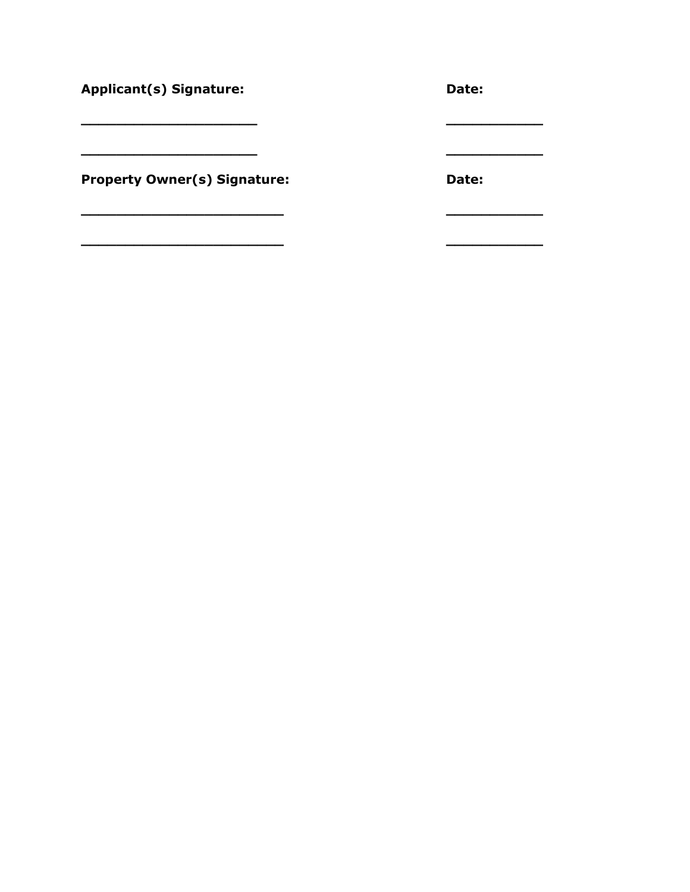**Applicant(s) Signature:** **Date:**

______________________ ____________

______________________ ____________

**Property Owner(s) Signature:** **Date:**

_________________________ ____________

_________________________ ____________